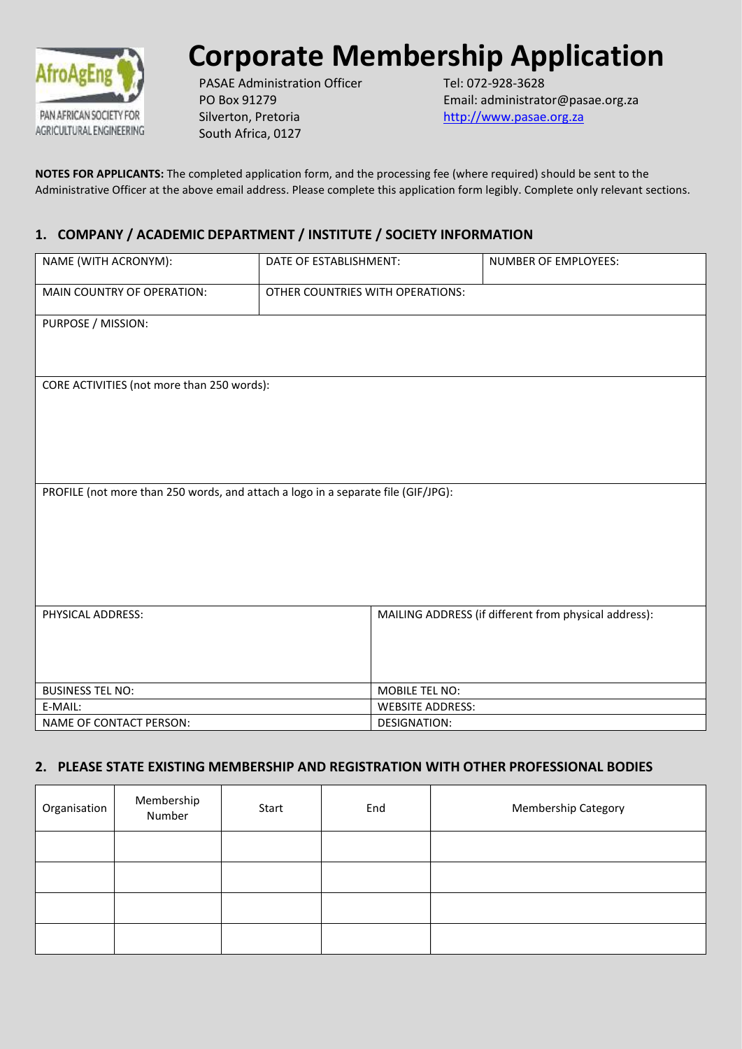# Corporate Membership Application

PASAE Administration Officer
PO Box 91279
Silverton, Pretoria
South Africa, 0127

Tel: 072-928-3628
Email: administrator@pasae.org.za
http://www.pasae.org.za

**NOTES FOR APPLICANTS:** The completed application form, and the processing fee (where required) should be sent to the Administrative Officer at the above email address. Please complete this application form legibly. Complete only relevant sections.

## 1. COMPANY / ACADEMIC DEPARTMENT / INSTITUTE / SOCIETY INFORMATION

| NAME (WITH ACRONYM): | DATE OF ESTABLISHMENT: | NUMBER OF EMPLOYEES: |
|---|---|---|
| MAIN COUNTRY OF OPERATION: | OTHER COUNTRIES WITH OPERATIONS: | |
| PURPOSE / MISSION: | | |
| CORE ACTIVITIES (not more than 250 words): | | |
| PROFILE (not more than 250 words, and attach a logo in a separate file (GIF/JPG): | | |

| | |
|---|---|
| PHYSICAL ADDRESS: | MAILING ADDRESS (if different from physical address): |
| BUSINESS TEL NO: | MOBILE TEL NO: |
| E-MAIL: | WEBSITE ADDRESS: |
| NAME OF CONTACT PERSON: | DESIGNATION: |

## 2. PLEASE STATE EXISTING MEMBERSHIP AND REGISTRATION WITH OTHER PROFESSIONAL BODIES

| Organisation | Membership Number | Start | End | Membership Category |
|---|---|---|---|---|
| | | | | |
| | | | | |
| | | | | |
| | | | | |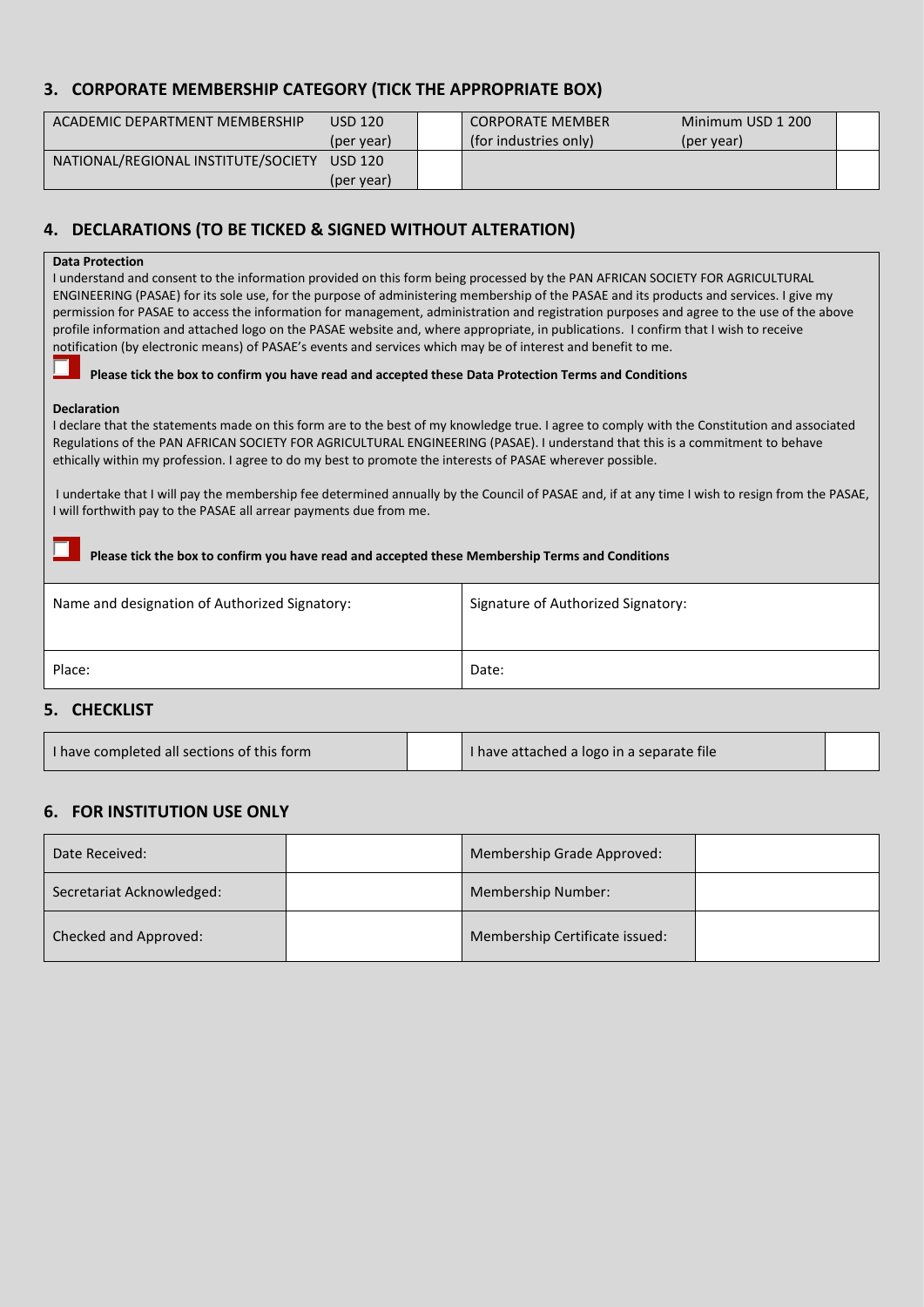## 3. CORPORATE MEMBERSHIP CATEGORY (TICK THE APPROPRIATE BOX)

| | | | | | |
|---|---|---|---|---|---|
| ACADEMIC DEPARTMENT MEMBERSHIP | USD 120 (per year) | | CORPORATE MEMBER (for industries only) | Minimum USD 1 200 (per year) | |
| NATIONAL/REGIONAL INSTITUTE/SOCIETY | USD 120 (per year) | | | | |

## 4. DECLARATIONS (TO BE TICKED & SIGNED WITHOUT ALTERATION)

**Data Protection**

I understand and consent to the information provided on this form being processed by the PAN AFRICAN SOCIETY FOR AGRICULTURAL ENGINEERING (PASAE) for its sole use, for the purpose of administering membership of the PASAE and its products and services. I give my permission for PASAE to access the information for management, administration and registration purposes and agree to the use of the above profile information and attached logo on the PASAE website and, where appropriate, in publications. I confirm that I wish to receive notification (by electronic means) of PASAE's events and services which may be of interest and benefit to me.

☐ **Please tick the box to confirm you have read and accepted these Data Protection Terms and Conditions**

**Declaration**

I declare that the statements made on this form are to the best of my knowledge true. I agree to comply with the Constitution and associated Regulations of the PAN AFRICAN SOCIETY FOR AGRICULTURAL ENGINEERING (PASAE). I understand that this is a commitment to behave ethically within my profession. I agree to do my best to promote the interests of PASAE wherever possible.

I undertake that I will pay the membership fee determined annually by the Council of PASAE and, if at any time I wish to resign from the PASAE, I will forthwith pay to the PASAE all arrear payments due from me.

☐ **Please tick the box to confirm you have read and accepted these Membership Terms and Conditions**

| | |
|---|---|
| Name and designation of Authorized Signatory: | Signature of Authorized Signatory: |
| Place: | Date: |

## 5. CHECKLIST

| | | | |
|---|---|---|---|
| I have completed all sections of this form | | I have attached a logo in a separate file | |

## 6. FOR INSTITUTION USE ONLY

| | | | |
|---|---|---|---|
| Date Received: | | Membership Grade Approved: | |
| Secretariat Acknowledged: | | Membership Number: | |
| Checked and Approved: | | Membership Certificate issued: | |